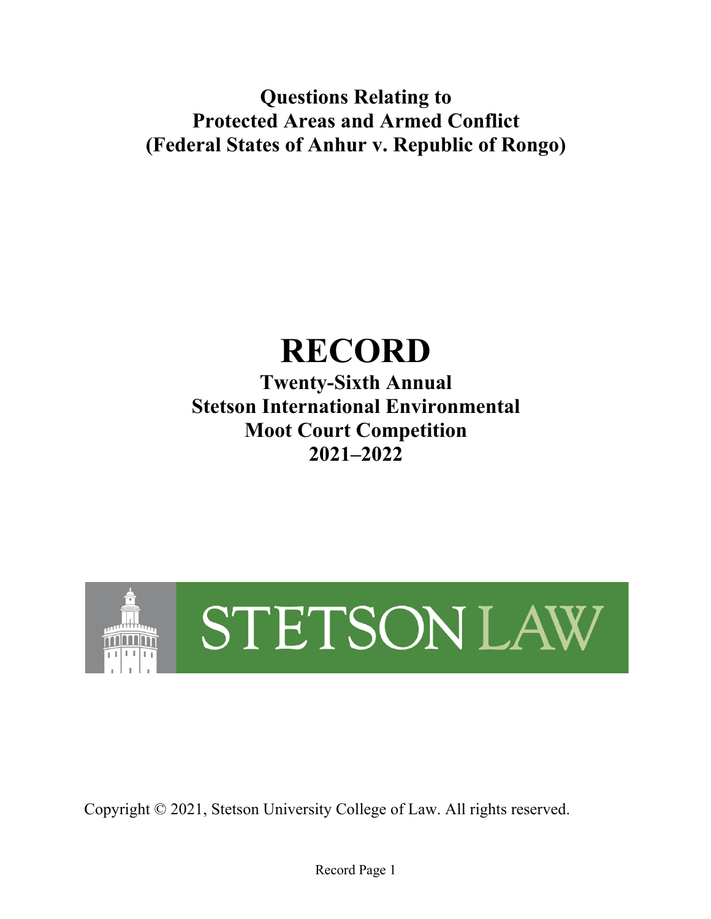# Questions Relating to Protected Areas and Armed Conflict (Federal States of Anhur v. Republic of Rongo)

# RECORD

## Twenty-Sixth Annual Stetson International Environmental Moot Court Competition 2021–2022

STETSON LAW

Copyright © 2021, Stetson University College of Law. All rights reserved.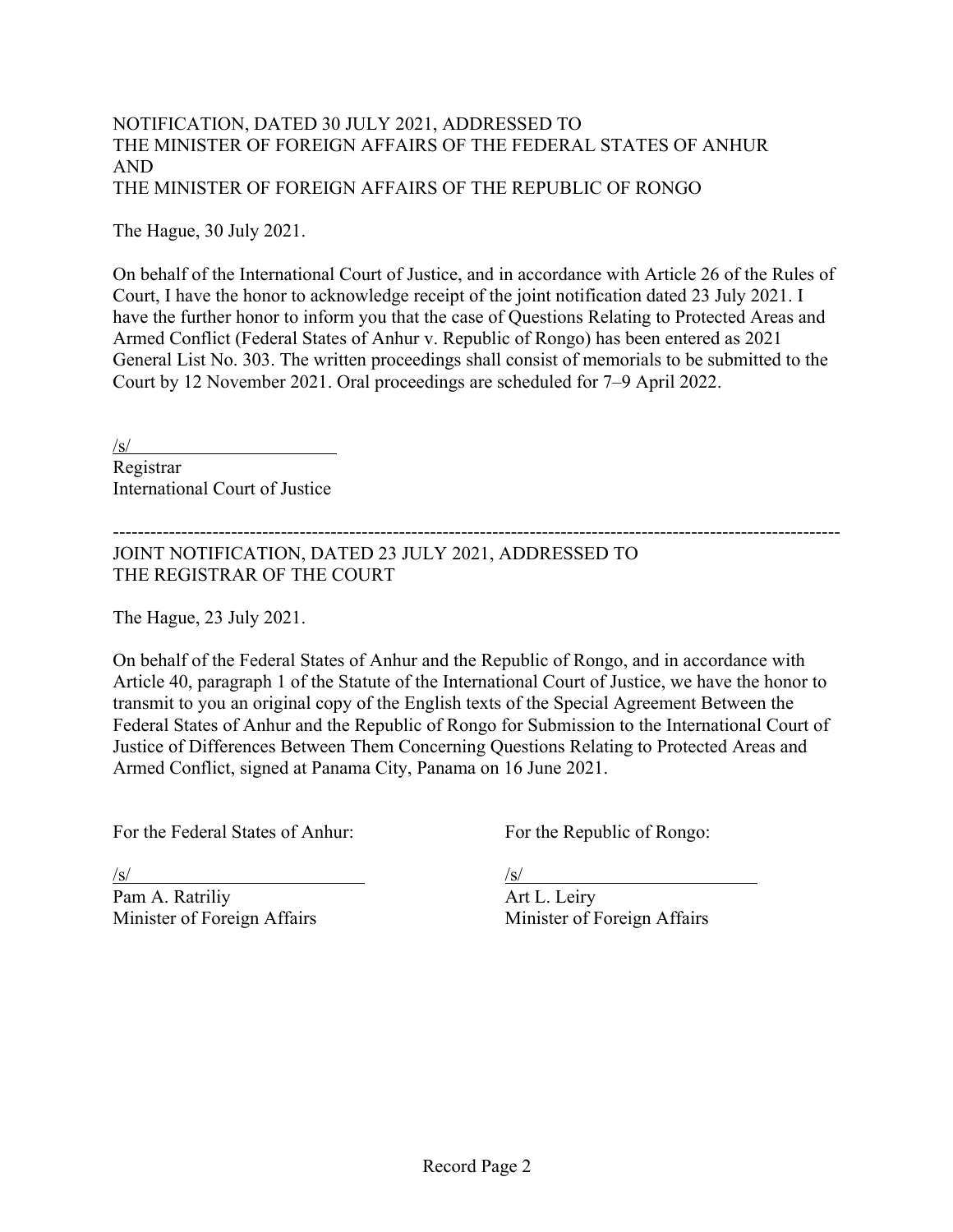NOTIFICATION, DATED 30 JULY 2021, ADDRESSED TO
THE MINISTER OF FOREIGN AFFAIRS OF THE FEDERAL STATES OF ANHUR
AND
THE MINISTER OF FOREIGN AFFAIRS OF THE REPUBLIC OF RONGO

The Hague, 30 July 2021.

On behalf of the International Court of Justice, and in accordance with Article 26 of the Rules of Court, I have the honor to acknowledge receipt of the joint notification dated 23 July 2021. I have the further honor to inform you that the case of Questions Relating to Protected Areas and Armed Conflict (Federal States of Anhur v. Republic of Rongo) has been entered as 2021 General List No. 303. The written proceedings shall consist of memorials to be submitted to the Court by 12 November 2021. Oral proceedings are scheduled for 7–9 April 2022.

/s/
Registrar
International Court of Justice

---

JOINT NOTIFICATION, DATED 23 JULY 2021, ADDRESSED TO
THE REGISTRAR OF THE COURT

The Hague, 23 July 2021.

On behalf of the Federal States of Anhur and the Republic of Rongo, and in accordance with Article 40, paragraph 1 of the Statute of the International Court of Justice, we have the honor to transmit to you an original copy of the English texts of the Special Agreement Between the Federal States of Anhur and the Republic of Rongo for Submission to the International Court of Justice of Differences Between Them Concerning Questions Relating to Protected Areas and Armed Conflict, signed at Panama City, Panama on 16 June 2021.

For the Federal States of Anhur:

/s/
Pam A. Ratriliy
Minister of Foreign Affairs

For the Republic of Rongo:

/s/
Art L. Leiry
Minister of Foreign Affairs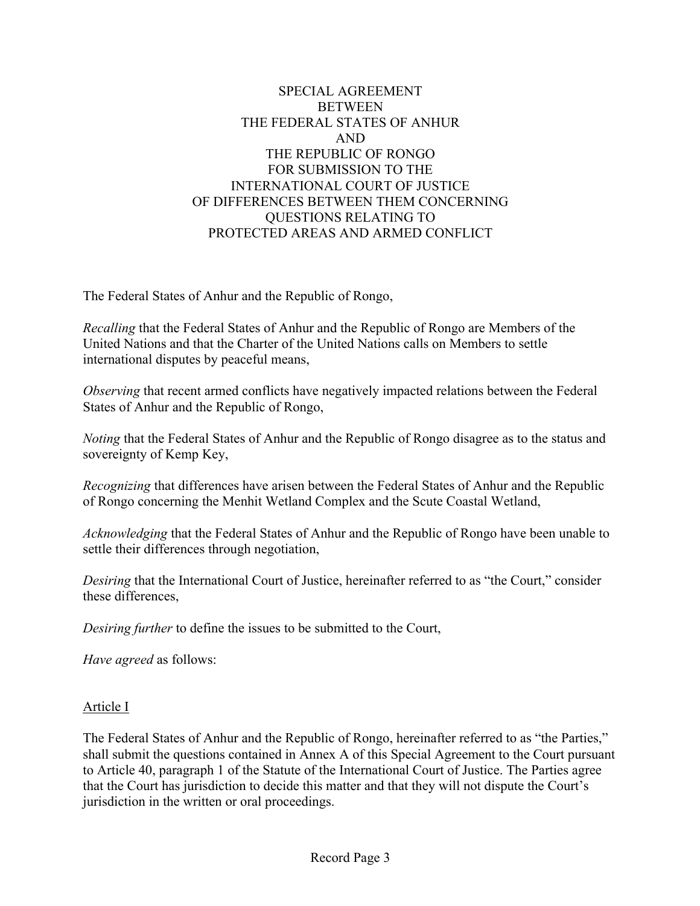# SPECIAL AGREEMENT BETWEEN THE FEDERAL STATES OF ANHUR AND THE REPUBLIC OF RONGO FOR SUBMISSION TO THE INTERNATIONAL COURT OF JUSTICE OF DIFFERENCES BETWEEN THEM CONCERNING QUESTIONS RELATING TO PROTECTED AREAS AND ARMED CONFLICT

The Federal States of Anhur and the Republic of Rongo,

*Recalling* that the Federal States of Anhur and the Republic of Rongo are Members of the United Nations and that the Charter of the United Nations calls on Members to settle international disputes by peaceful means,

*Observing* that recent armed conflicts have negatively impacted relations between the Federal States of Anhur and the Republic of Rongo,

*Noting* that the Federal States of Anhur and the Republic of Rongo disagree as to the status and sovereignty of Kemp Key,

*Recognizing* that differences have arisen between the Federal States of Anhur and the Republic of Rongo concerning the Menhit Wetland Complex and the Scute Coastal Wetland,

*Acknowledging* that the Federal States of Anhur and the Republic of Rongo have been unable to settle their differences through negotiation,

*Desiring* that the International Court of Justice, hereinafter referred to as "the Court," consider these differences,

*Desiring further* to define the issues to be submitted to the Court,

*Have agreed* as follows:

## Article I

The Federal States of Anhur and the Republic of Rongo, hereinafter referred to as "the Parties," shall submit the questions contained in Annex A of this Special Agreement to the Court pursuant to Article 40, paragraph 1 of the Statute of the International Court of Justice. The Parties agree that the Court has jurisdiction to decide this matter and that they will not dispute the Court's jurisdiction in the written or oral proceedings.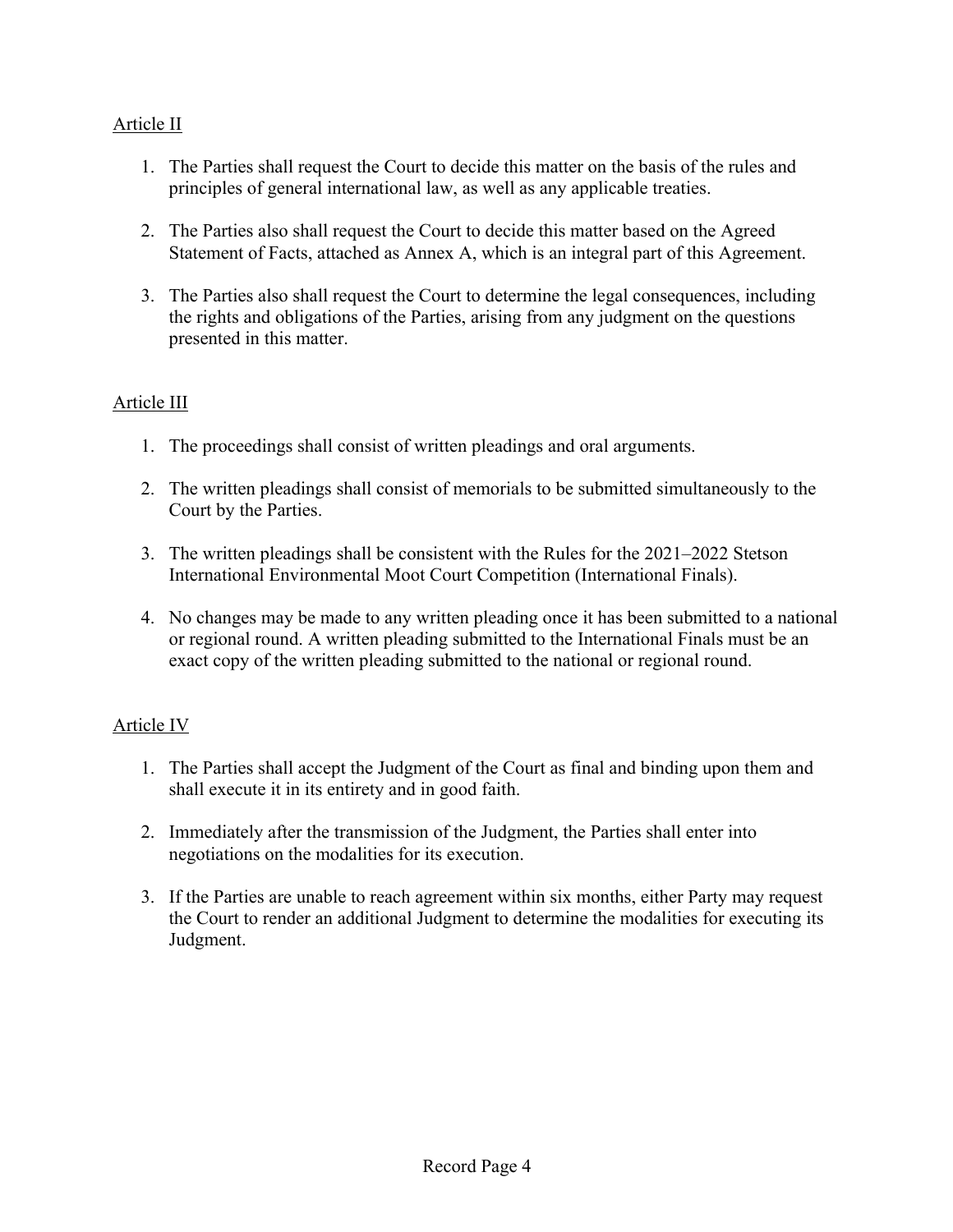Article II

1. The Parties shall request the Court to decide this matter on the basis of the rules and principles of general international law, as well as any applicable treaties.

2. The Parties also shall request the Court to decide this matter based on the Agreed Statement of Facts, attached as Annex A, which is an integral part of this Agreement.

3. The Parties also shall request the Court to determine the legal consequences, including the rights and obligations of the Parties, arising from any judgment on the questions presented in this matter.

Article III

1. The proceedings shall consist of written pleadings and oral arguments.

2. The written pleadings shall consist of memorials to be submitted simultaneously to the Court by the Parties.

3. The written pleadings shall be consistent with the Rules for the 2021–2022 Stetson International Environmental Moot Court Competition (International Finals).

4. No changes may be made to any written pleading once it has been submitted to a national or regional round. A written pleading submitted to the International Finals must be an exact copy of the written pleading submitted to the national or regional round.

Article IV

1. The Parties shall accept the Judgment of the Court as final and binding upon them and shall execute it in its entirety and in good faith.

2. Immediately after the transmission of the Judgment, the Parties shall enter into negotiations on the modalities for its execution.

3. If the Parties are unable to reach agreement within six months, either Party may request the Court to render an additional Judgment to determine the modalities for executing its Judgment.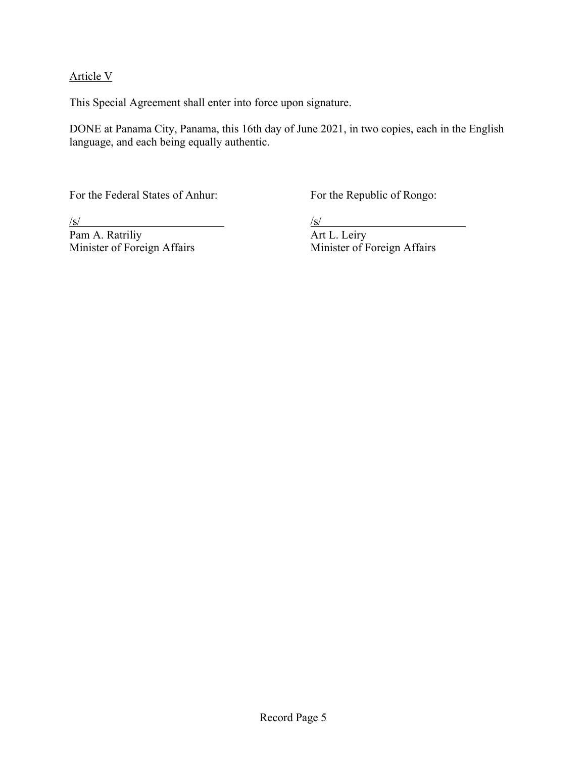Article V

This Special Agreement shall enter into force upon signature.

DONE at Panama City, Panama, this 16th day of June 2021, in two copies, each in the English language, and each being equally authentic.

For the Federal States of Anhur:

/s/
Pam A. Ratriliy
Minister of Foreign Affairs

For the Republic of Rongo:

/s/
Art L. Leiry
Minister of Foreign Affairs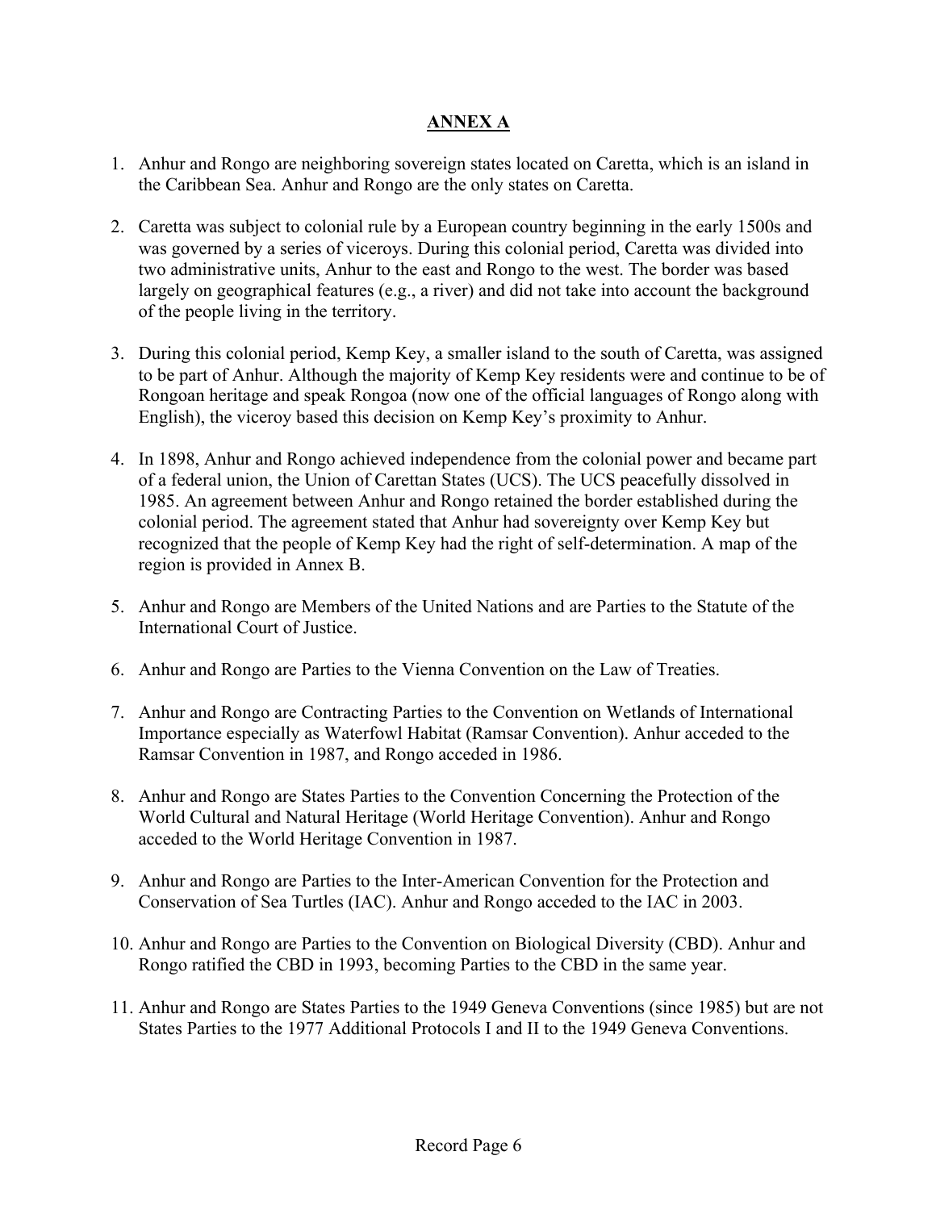## ANNEX A

1. Anhur and Rongo are neighboring sovereign states located on Caretta, which is an island in the Caribbean Sea. Anhur and Rongo are the only states on Caretta.

2. Caretta was subject to colonial rule by a European country beginning in the early 1500s and was governed by a series of viceroys. During this colonial period, Caretta was divided into two administrative units, Anhur to the east and Rongo to the west. The border was based largely on geographical features (e.g., a river) and did not take into account the background of the people living in the territory.

3. During this colonial period, Kemp Key, a smaller island to the south of Caretta, was assigned to be part of Anhur. Although the majority of Kemp Key residents were and continue to be of Rongoan heritage and speak Rongoa (now one of the official languages of Rongo along with English), the viceroy based this decision on Kemp Key's proximity to Anhur.

4. In 1898, Anhur and Rongo achieved independence from the colonial power and became part of a federal union, the Union of Carettan States (UCS). The UCS peacefully dissolved in 1985. An agreement between Anhur and Rongo retained the border established during the colonial period. The agreement stated that Anhur had sovereignty over Kemp Key but recognized that the people of Kemp Key had the right of self-determination. A map of the region is provided in Annex B.

5. Anhur and Rongo are Members of the United Nations and are Parties to the Statute of the International Court of Justice.

6. Anhur and Rongo are Parties to the Vienna Convention on the Law of Treaties.

7. Anhur and Rongo are Contracting Parties to the Convention on Wetlands of International Importance especially as Waterfowl Habitat (Ramsar Convention). Anhur acceded to the Ramsar Convention in 1987, and Rongo acceded in 1986.

8. Anhur and Rongo are States Parties to the Convention Concerning the Protection of the World Cultural and Natural Heritage (World Heritage Convention). Anhur and Rongo acceded to the World Heritage Convention in 1987.

9. Anhur and Rongo are Parties to the Inter-American Convention for the Protection and Conservation of Sea Turtles (IAC). Anhur and Rongo acceded to the IAC in 2003.

10. Anhur and Rongo are Parties to the Convention on Biological Diversity (CBD). Anhur and Rongo ratified the CBD in 1993, becoming Parties to the CBD in the same year.

11. Anhur and Rongo are States Parties to the 1949 Geneva Conventions (since 1985) but are not States Parties to the 1977 Additional Protocols I and II to the 1949 Geneva Conventions.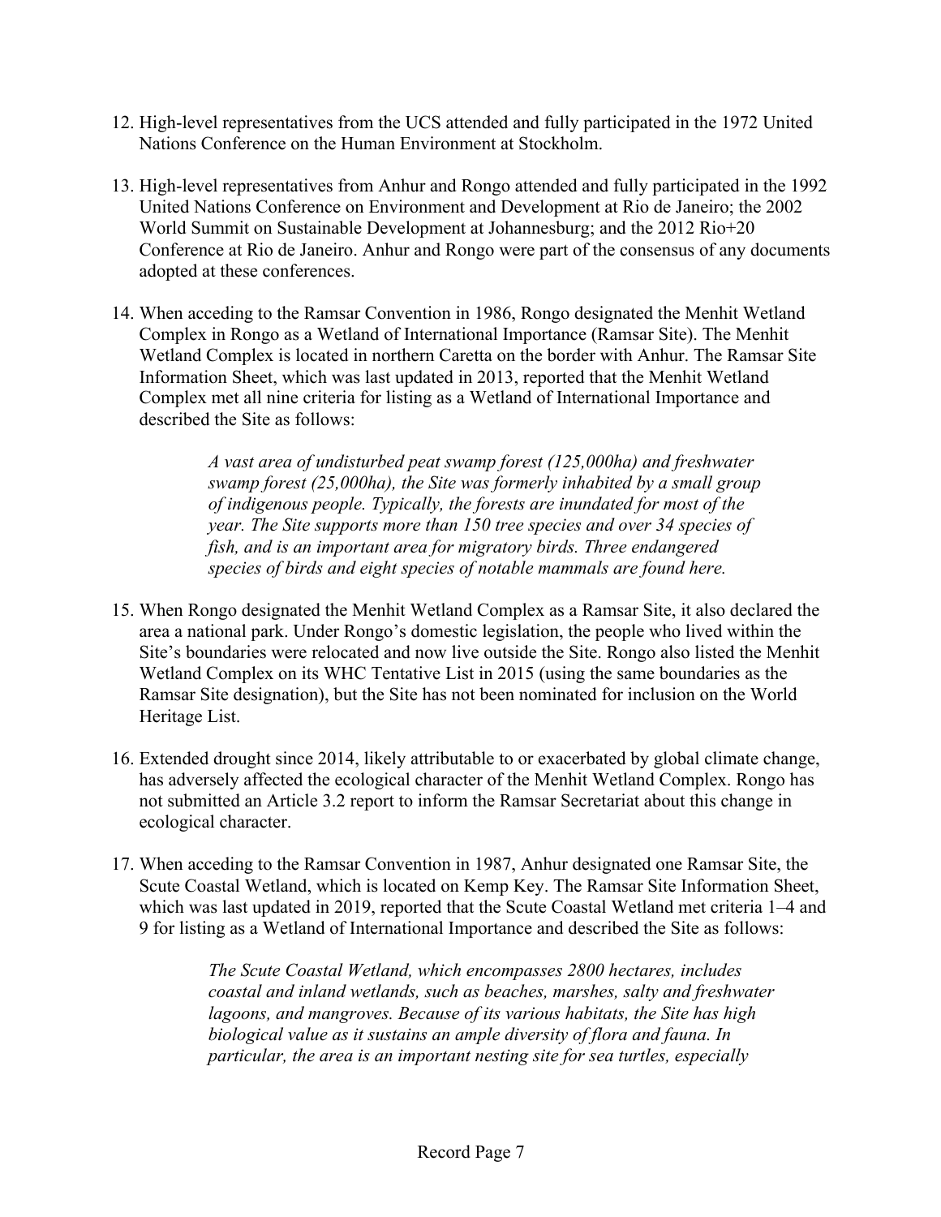12. High-level representatives from the UCS attended and fully participated in the 1972 United Nations Conference on the Human Environment at Stockholm.

13. High-level representatives from Anhur and Rongo attended and fully participated in the 1992 United Nations Conference on Environment and Development at Rio de Janeiro; the 2002 World Summit on Sustainable Development at Johannesburg; and the 2012 Rio+20 Conference at Rio de Janeiro. Anhur and Rongo were part of the consensus of any documents adopted at these conferences.

14. When acceding to the Ramsar Convention in 1986, Rongo designated the Menhit Wetland Complex in Rongo as a Wetland of International Importance (Ramsar Site). The Menhit Wetland Complex is located in northern Caretta on the border with Anhur. The Ramsar Site Information Sheet, which was last updated in 2013, reported that the Menhit Wetland Complex met all nine criteria for listing as a Wetland of International Importance and described the Site as follows:

    > *A vast area of undisturbed peat swamp forest (125,000ha) and freshwater swamp forest (25,000ha), the Site was formerly inhabited by a small group of indigenous people. Typically, the forests are inundated for most of the year. The Site supports more than 150 tree species and over 34 species of fish, and is an important area for migratory birds. Three endangered species of birds and eight species of notable mammals are found here.*

15. When Rongo designated the Menhit Wetland Complex as a Ramsar Site, it also declared the area a national park. Under Rongo's domestic legislation, the people who lived within the Site's boundaries were relocated and now live outside the Site. Rongo also listed the Menhit Wetland Complex on its WHC Tentative List in 2015 (using the same boundaries as the Ramsar Site designation), but the Site has not been nominated for inclusion on the World Heritage List.

16. Extended drought since 2014, likely attributable to or exacerbated by global climate change, has adversely affected the ecological character of the Menhit Wetland Complex. Rongo has not submitted an Article 3.2 report to inform the Ramsar Secretariat about this change in ecological character.

17. When acceding to the Ramsar Convention in 1987, Anhur designated one Ramsar Site, the Scute Coastal Wetland, which is located on Kemp Key. The Ramsar Site Information Sheet, which was last updated in 2019, reported that the Scute Coastal Wetland met criteria 1–4 and 9 for listing as a Wetland of International Importance and described the Site as follows:

    > *The Scute Coastal Wetland, which encompasses 2800 hectares, includes coastal and inland wetlands, such as beaches, marshes, salty and freshwater lagoons, and mangroves. Because of its various habitats, the Site has high biological value as it sustains an ample diversity of flora and fauna. In particular, the area is an important nesting site for sea turtles, especially*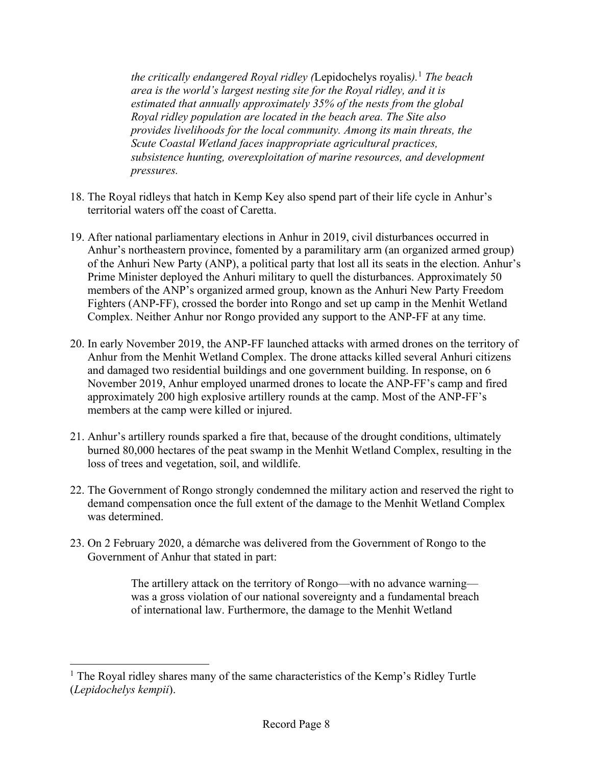*the critically endangered Royal ridley (*Lepidochelys royalis*).*[1] *The beach area is the world's largest nesting site for the Royal ridley, and it is estimated that annually approximately 35% of the nests from the global Royal ridley population are located in the beach area. The Site also provides livelihoods for the local community. Among its main threats, the Scute Coastal Wetland faces inappropriate agricultural practices, subsistence hunting, overexploitation of marine resources, and development pressures.*

18. The Royal ridleys that hatch in Kemp Key also spend part of their life cycle in Anhur's territorial waters off the coast of Caretta.

19. After national parliamentary elections in Anhur in 2019, civil disturbances occurred in Anhur's northeastern province, fomented by a paramilitary arm (an organized armed group) of the Anhuri New Party (ANP), a political party that lost all its seats in the election. Anhur's Prime Minister deployed the Anhuri military to quell the disturbances. Approximately 50 members of the ANP's organized armed group, known as the Anhuri New Party Freedom Fighters (ANP-FF), crossed the border into Rongo and set up camp in the Menhit Wetland Complex. Neither Anhur nor Rongo provided any support to the ANP-FF at any time.

20. In early November 2019, the ANP-FF launched attacks with armed drones on the territory of Anhur from the Menhit Wetland Complex. The drone attacks killed several Anhuri citizens and damaged two residential buildings and one government building. In response, on 6 November 2019, Anhur employed unarmed drones to locate the ANP-FF's camp and fired approximately 200 high explosive artillery rounds at the camp. Most of the ANP-FF's members at the camp were killed or injured.

21. Anhur's artillery rounds sparked a fire that, because of the drought conditions, ultimately burned 80,000 hectares of the peat swamp in the Menhit Wetland Complex, resulting in the loss of trees and vegetation, soil, and wildlife.

22. The Government of Rongo strongly condemned the military action and reserved the right to demand compensation once the full extent of the damage to the Menhit Wetland Complex was determined.

23. On 2 February 2020, a démarche was delivered from the Government of Rongo to the Government of Anhur that stated in part:

> The artillery attack on the territory of Rongo—with no advance warning—was a gross violation of our national sovereignty and a fundamental breach of international law. Furthermore, the damage to the Menhit Wetland

---

[1] The Royal ridley shares many of the same characteristics of the Kemp's Ridley Turtle (*Lepidochelys kempii*).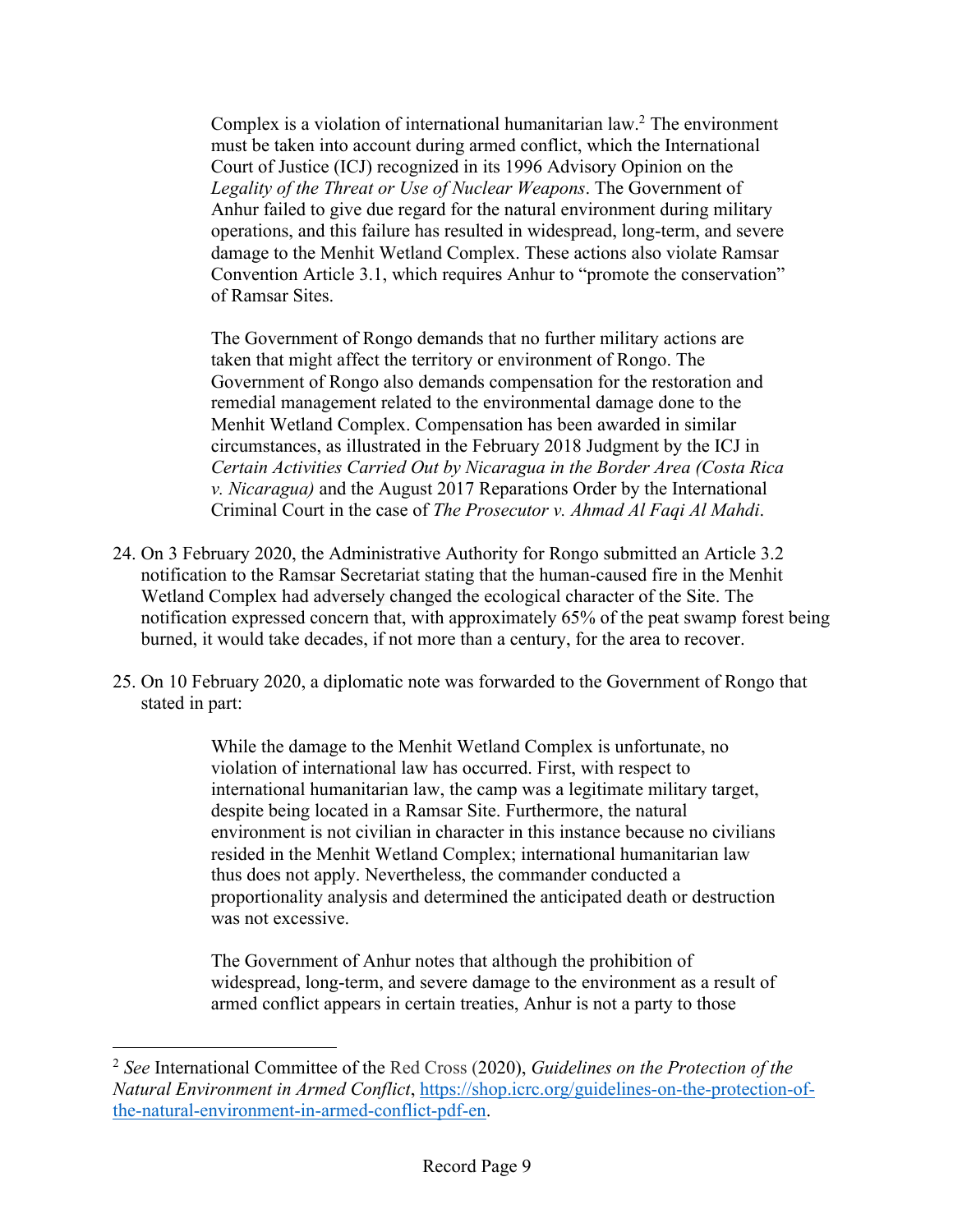> Complex is a violation of international humanitarian law.[2] The environment must be taken into account during armed conflict, which the International Court of Justice (ICJ) recognized in its 1996 Advisory Opinion on the *Legality of the Threat or Use of Nuclear Weapons*. The Government of Anhur failed to give due regard for the natural environment during military operations, and this failure has resulted in widespread, long-term, and severe damage to the Menhit Wetland Complex. These actions also violate Ramsar Convention Article 3.1, which requires Anhur to "promote the conservation" of Ramsar Sites.
>
> The Government of Rongo demands that no further military actions are taken that might affect the territory or environment of Rongo. The Government of Rongo also demands compensation for the restoration and remedial management related to the environmental damage done to the Menhit Wetland Complex. Compensation has been awarded in similar circumstances, as illustrated in the February 2018 Judgment by the ICJ in *Certain Activities Carried Out by Nicaragua in the Border Area (Costa Rica v. Nicaragua)* and the August 2017 Reparations Order by the International Criminal Court in the case of *The Prosecutor v. Ahmad Al Faqi Al Mahdi*.

24. On 3 February 2020, the Administrative Authority for Rongo submitted an Article 3.2 notification to the Ramsar Secretariat stating that the human-caused fire in the Menhit Wetland Complex had adversely changed the ecological character of the Site. The notification expressed concern that, with approximately 65% of the peat swamp forest being burned, it would take decades, if not more than a century, for the area to recover.

25. On 10 February 2020, a diplomatic note was forwarded to the Government of Rongo that stated in part:

> While the damage to the Menhit Wetland Complex is unfortunate, no violation of international law has occurred. First, with respect to international humanitarian law, the camp was a legitimate military target, despite being located in a Ramsar Site. Furthermore, the natural environment is not civilian in character in this instance because no civilians resided in the Menhit Wetland Complex; international humanitarian law thus does not apply. Nevertheless, the commander conducted a proportionality analysis and determined the anticipated death or destruction was not excessive.
>
> The Government of Anhur notes that although the prohibition of widespread, long-term, and severe damage to the environment as a result of armed conflict appears in certain treaties, Anhur is not a party to those

---

[2] *See* International Committee of the Red Cross (2020), *Guidelines on the Protection of the Natural Environment in Armed Conflict*, https://shop.icrc.org/guidelines-on-the-protection-of-the-natural-environment-in-armed-conflict-pdf-en.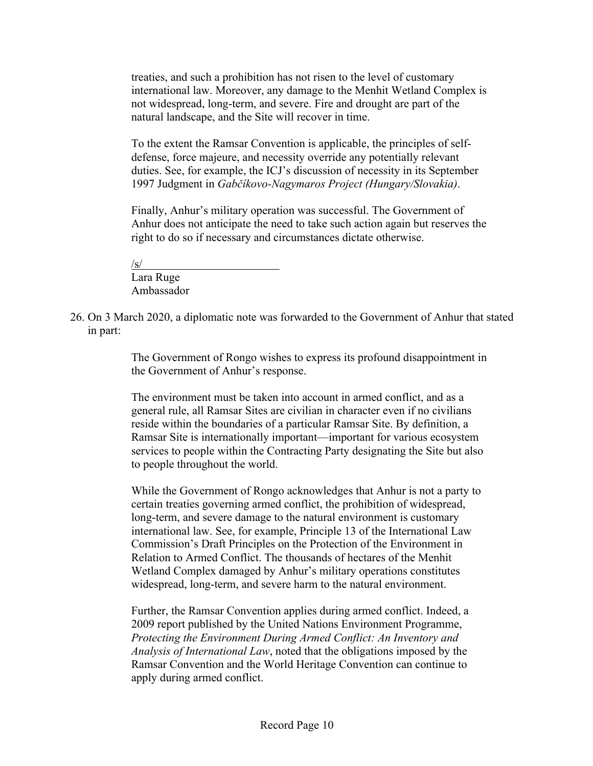treaties, and such a prohibition has not risen to the level of customary international law. Moreover, any damage to the Menhit Wetland Complex is not widespread, long-term, and severe. Fire and drought are part of the natural landscape, and the Site will recover in time.

To the extent the Ramsar Convention is applicable, the principles of self-defense, force majeure, and necessity override any potentially relevant duties. See, for example, the ICJ's discussion of necessity in its September 1997 Judgment in *Gabčíkovo-Nagymaros Project (Hungary/Slovakia)*.

Finally, Anhur's military operation was successful. The Government of Anhur does not anticipate the need to take such action again but reserves the right to do so if necessary and circumstances dictate otherwise.

/s/
Lara Ruge
Ambassador

26. On 3 March 2020, a diplomatic note was forwarded to the Government of Anhur that stated in part:

> The Government of Rongo wishes to express its profound disappointment in the Government of Anhur's response.
>
> The environment must be taken into account in armed conflict, and as a general rule, all Ramsar Sites are civilian in character even if no civilians reside within the boundaries of a particular Ramsar Site. By definition, a Ramsar Site is internationally important—important for various ecosystem services to people within the Contracting Party designating the Site but also to people throughout the world.
>
> While the Government of Rongo acknowledges that Anhur is not a party to certain treaties governing armed conflict, the prohibition of widespread, long-term, and severe damage to the natural environment is customary international law. See, for example, Principle 13 of the International Law Commission's Draft Principles on the Protection of the Environment in Relation to Armed Conflict. The thousands of hectares of the Menhit Wetland Complex damaged by Anhur's military operations constitutes widespread, long-term, and severe harm to the natural environment.
>
> Further, the Ramsar Convention applies during armed conflict. Indeed, a 2009 report published by the United Nations Environment Programme, *Protecting the Environment During Armed Conflict: An Inventory and Analysis of International Law*, noted that the obligations imposed by the Ramsar Convention and the World Heritage Convention can continue to apply during armed conflict.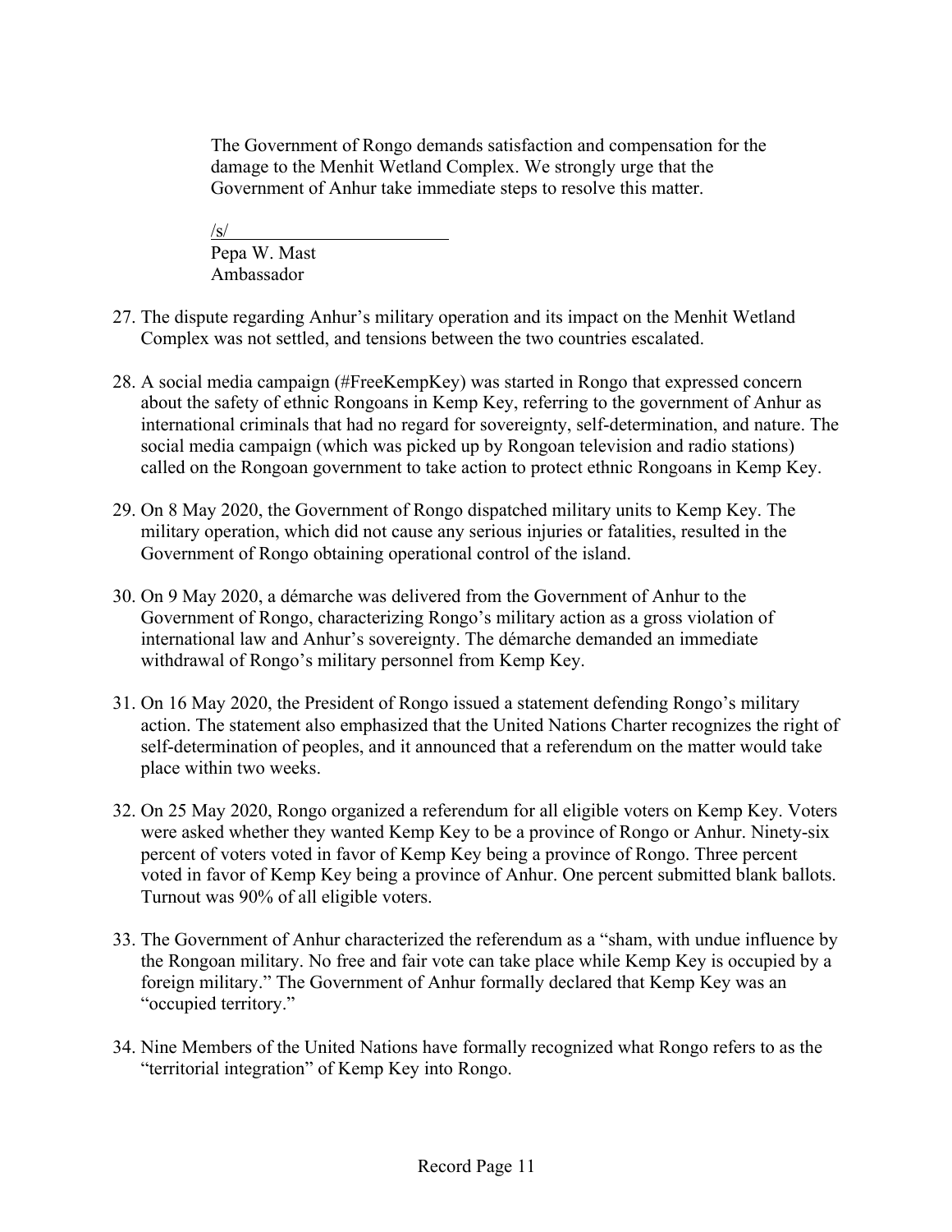> The Government of Rongo demands satisfaction and compensation for the damage to the Menhit Wetland Complex. We strongly urge that the Government of Anhur take immediate steps to resolve this matter.
>
> /s/
> Pepa W. Mast
> Ambassador

27. The dispute regarding Anhur's military operation and its impact on the Menhit Wetland Complex was not settled, and tensions between the two countries escalated.

28. A social media campaign (#FreeKempKey) was started in Rongo that expressed concern about the safety of ethnic Rongoans in Kemp Key, referring to the government of Anhur as international criminals that had no regard for sovereignty, self-determination, and nature. The social media campaign (which was picked up by Rongoan television and radio stations) called on the Rongoan government to take action to protect ethnic Rongoans in Kemp Key.

29. On 8 May 2020, the Government of Rongo dispatched military units to Kemp Key. The military operation, which did not cause any serious injuries or fatalities, resulted in the Government of Rongo obtaining operational control of the island.

30. On 9 May 2020, a démarche was delivered from the Government of Anhur to the Government of Rongo, characterizing Rongo's military action as a gross violation of international law and Anhur's sovereignty. The démarche demanded an immediate withdrawal of Rongo's military personnel from Kemp Key.

31. On 16 May 2020, the President of Rongo issued a statement defending Rongo's military action. The statement also emphasized that the United Nations Charter recognizes the right of self-determination of peoples, and it announced that a referendum on the matter would take place within two weeks.

32. On 25 May 2020, Rongo organized a referendum for all eligible voters on Kemp Key. Voters were asked whether they wanted Kemp Key to be a province of Rongo or Anhur. Ninety-six percent of voters voted in favor of Kemp Key being a province of Rongo. Three percent voted in favor of Kemp Key being a province of Anhur. One percent submitted blank ballots. Turnout was 90% of all eligible voters.

33. The Government of Anhur characterized the referendum as a "sham, with undue influence by the Rongoan military. No free and fair vote can take place while Kemp Key is occupied by a foreign military." The Government of Anhur formally declared that Kemp Key was an "occupied territory."

34. Nine Members of the United Nations have formally recognized what Rongo refers to as the "territorial integration" of Kemp Key into Rongo.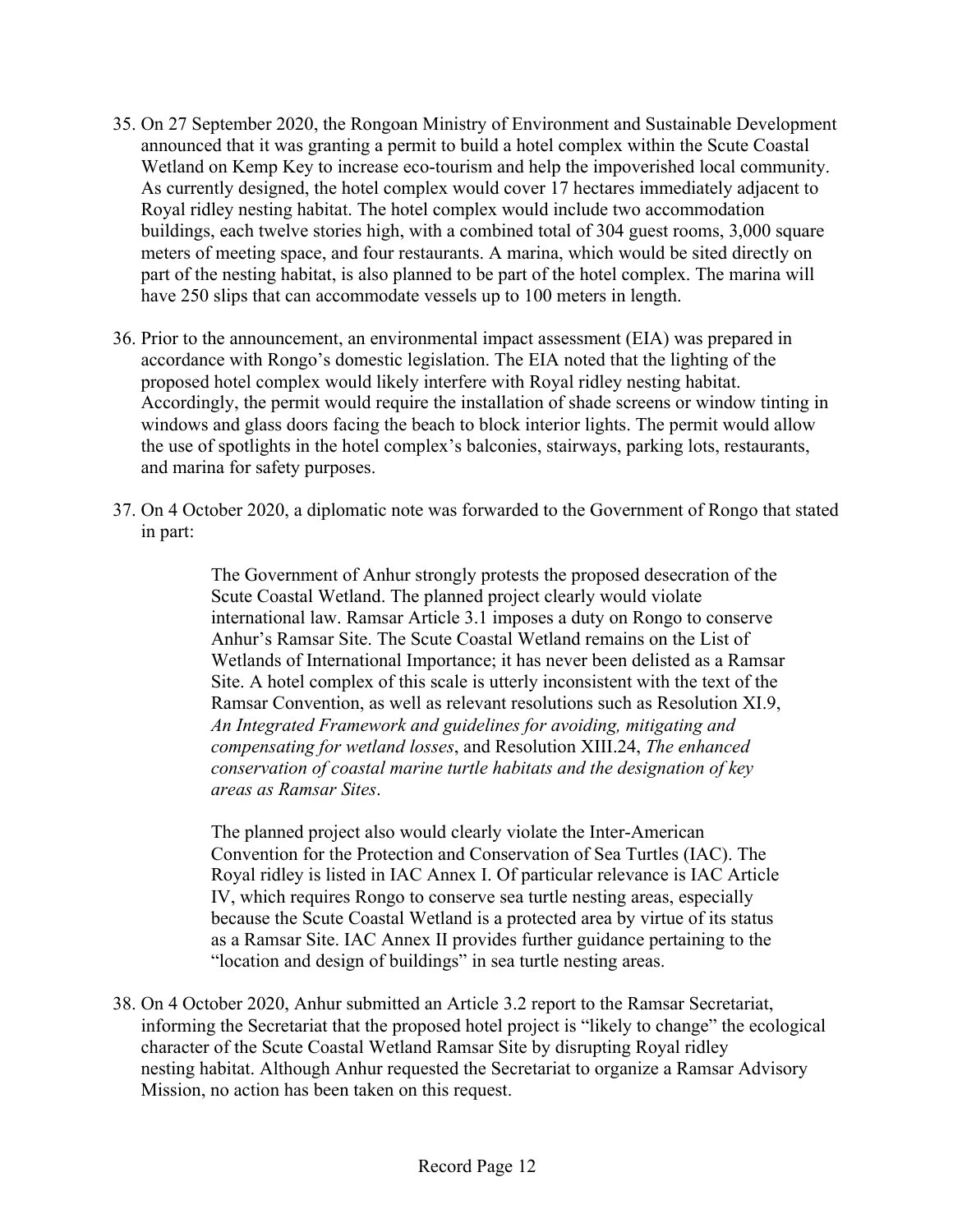35. On 27 September 2020, the Rongoan Ministry of Environment and Sustainable Development announced that it was granting a permit to build a hotel complex within the Scute Coastal Wetland on Kemp Key to increase eco-tourism and help the impoverished local community. As currently designed, the hotel complex would cover 17 hectares immediately adjacent to Royal ridley nesting habitat. The hotel complex would include two accommodation buildings, each twelve stories high, with a combined total of 304 guest rooms, 3,000 square meters of meeting space, and four restaurants. A marina, which would be sited directly on part of the nesting habitat, is also planned to be part of the hotel complex. The marina will have 250 slips that can accommodate vessels up to 100 meters in length.

36. Prior to the announcement, an environmental impact assessment (EIA) was prepared in accordance with Rongo's domestic legislation. The EIA noted that the lighting of the proposed hotel complex would likely interfere with Royal ridley nesting habitat. Accordingly, the permit would require the installation of shade screens or window tinting in windows and glass doors facing the beach to block interior lights. The permit would allow the use of spotlights in the hotel complex's balconies, stairways, parking lots, restaurants, and marina for safety purposes.

37. On 4 October 2020, a diplomatic note was forwarded to the Government of Rongo that stated in part:

> The Government of Anhur strongly protests the proposed desecration of the Scute Coastal Wetland. The planned project clearly would violate international law. Ramsar Article 3.1 imposes a duty on Rongo to conserve Anhur's Ramsar Site. The Scute Coastal Wetland remains on the List of Wetlands of International Importance; it has never been delisted as a Ramsar Site. A hotel complex of this scale is utterly inconsistent with the text of the Ramsar Convention, as well as relevant resolutions such as Resolution XI.9, *An Integrated Framework and guidelines for avoiding, mitigating and compensating for wetland losses*, and Resolution XIII.24, *The enhanced conservation of coastal marine turtle habitats and the designation of key areas as Ramsar Sites*.
>
> The planned project also would clearly violate the Inter-American Convention for the Protection and Conservation of Sea Turtles (IAC). The Royal ridley is listed in IAC Annex I. Of particular relevance is IAC Article IV, which requires Rongo to conserve sea turtle nesting areas, especially because the Scute Coastal Wetland is a protected area by virtue of its status as a Ramsar Site. IAC Annex II provides further guidance pertaining to the "location and design of buildings" in sea turtle nesting areas.

38. On 4 October 2020, Anhur submitted an Article 3.2 report to the Ramsar Secretariat, informing the Secretariat that the proposed hotel project is "likely to change" the ecological character of the Scute Coastal Wetland Ramsar Site by disrupting Royal ridley nesting habitat. Although Anhur requested the Secretariat to organize a Ramsar Advisory Mission, no action has been taken on this request.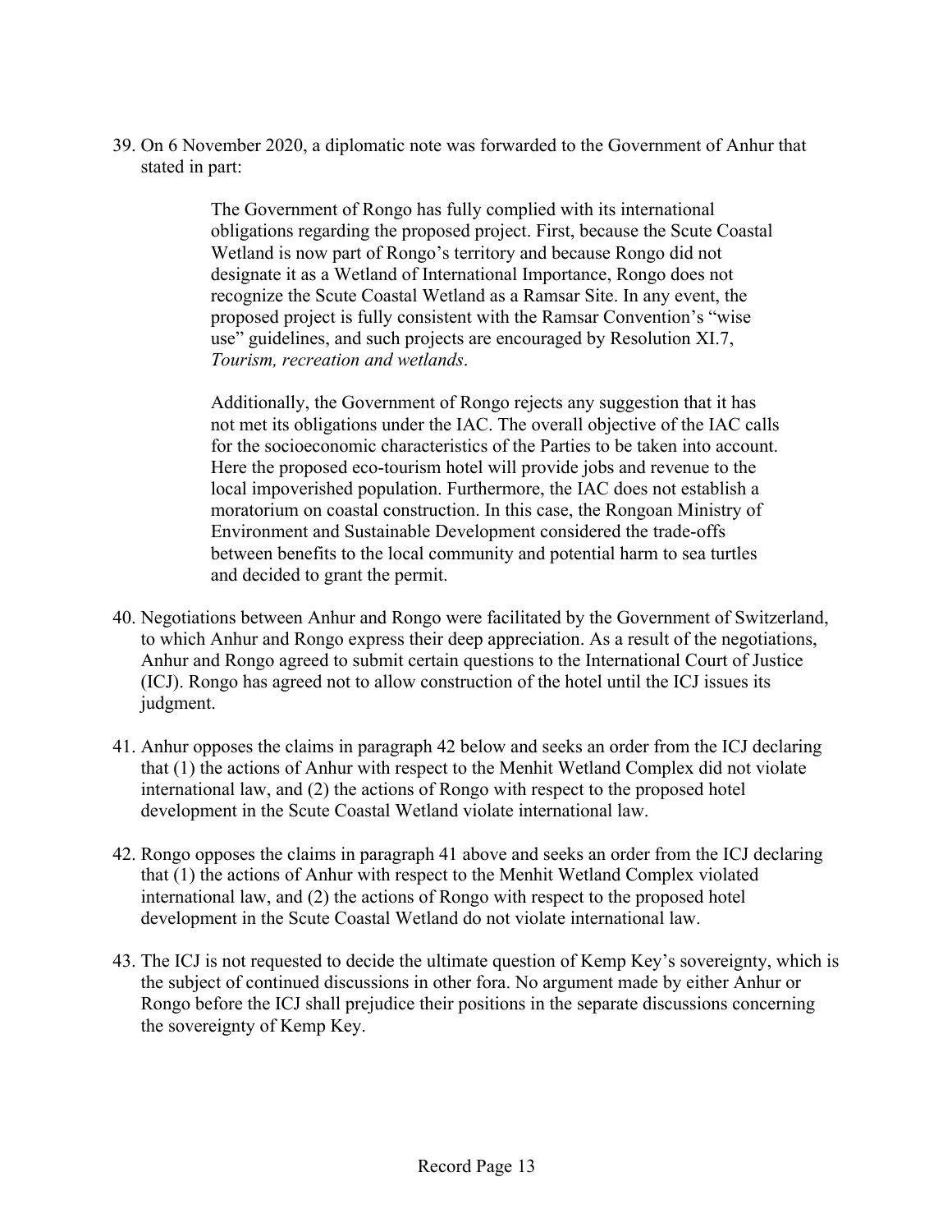39. On 6 November 2020, a diplomatic note was forwarded to the Government of Anhur that stated in part:

> The Government of Rongo has fully complied with its international obligations regarding the proposed project. First, because the Scute Coastal Wetland is now part of Rongo's territory and because Rongo did not designate it as a Wetland of International Importance, Rongo does not recognize the Scute Coastal Wetland as a Ramsar Site. In any event, the proposed project is fully consistent with the Ramsar Convention's "wise use" guidelines, and such projects are encouraged by Resolution XI.7, *Tourism, recreation and wetlands*.
>
> Additionally, the Government of Rongo rejects any suggestion that it has not met its obligations under the IAC. The overall objective of the IAC calls for the socioeconomic characteristics of the Parties to be taken into account. Here the proposed eco-tourism hotel will provide jobs and revenue to the local impoverished population. Furthermore, the IAC does not establish a moratorium on coastal construction. In this case, the Rongoan Ministry of Environment and Sustainable Development considered the trade-offs between benefits to the local community and potential harm to sea turtles and decided to grant the permit.

40. Negotiations between Anhur and Rongo were facilitated by the Government of Switzerland, to which Anhur and Rongo express their deep appreciation. As a result of the negotiations, Anhur and Rongo agreed to submit certain questions to the International Court of Justice (ICJ). Rongo has agreed not to allow construction of the hotel until the ICJ issues its judgment.

41. Anhur opposes the claims in paragraph 42 below and seeks an order from the ICJ declaring that (1) the actions of Anhur with respect to the Menhit Wetland Complex did not violate international law, and (2) the actions of Rongo with respect to the proposed hotel development in the Scute Coastal Wetland violate international law.

42. Rongo opposes the claims in paragraph 41 above and seeks an order from the ICJ declaring that (1) the actions of Anhur with respect to the Menhit Wetland Complex violated international law, and (2) the actions of Rongo with respect to the proposed hotel development in the Scute Coastal Wetland do not violate international law.

43. The ICJ is not requested to decide the ultimate question of Kemp Key's sovereignty, which is the subject of continued discussions in other fora. No argument made by either Anhur or Rongo before the ICJ shall prejudice their positions in the separate discussions concerning the sovereignty of Kemp Key.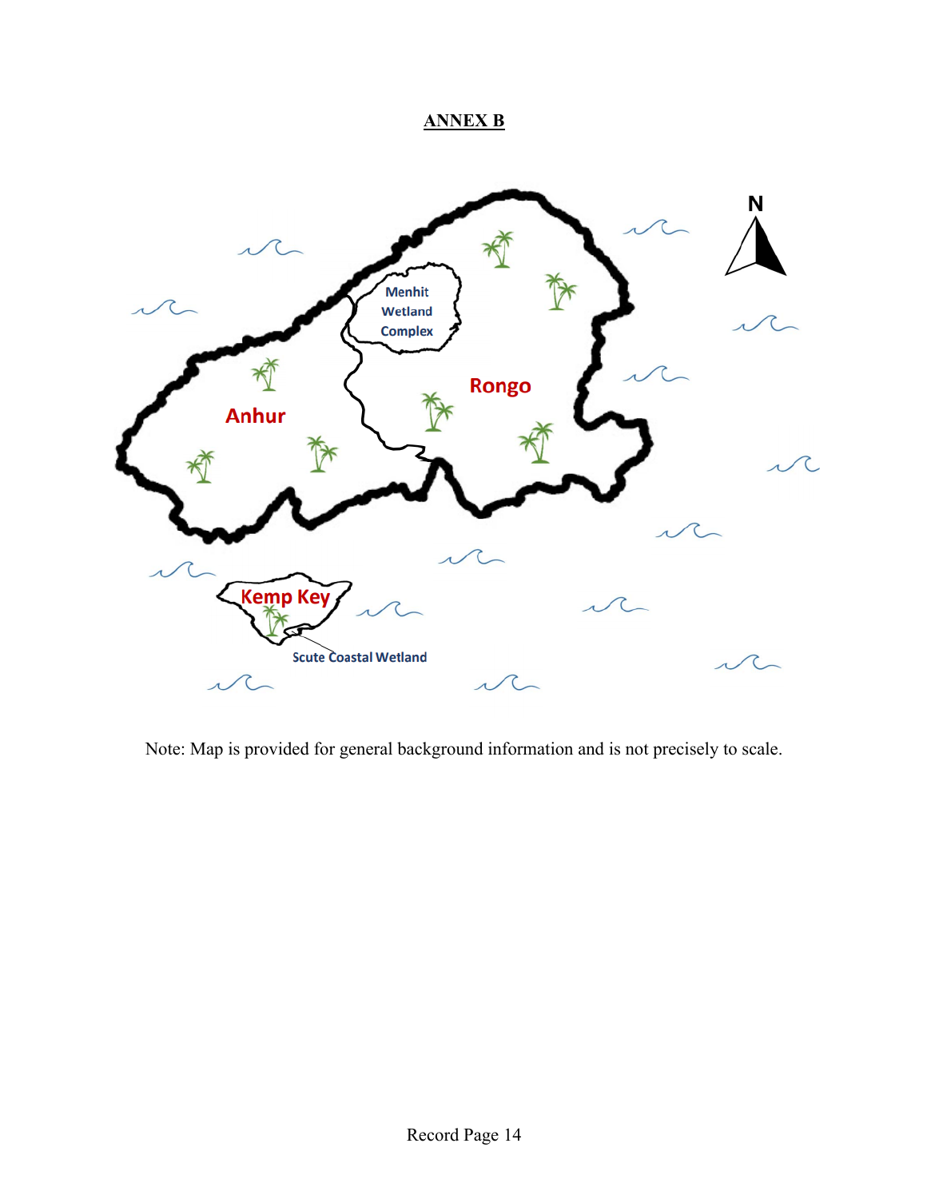# ANNEX B

N

Menhit Wetland Complex

Anhur

Rongo

Kemp Key

Scute Coastal Wetland

Note: Map is provided for general background information and is not precisely to scale.